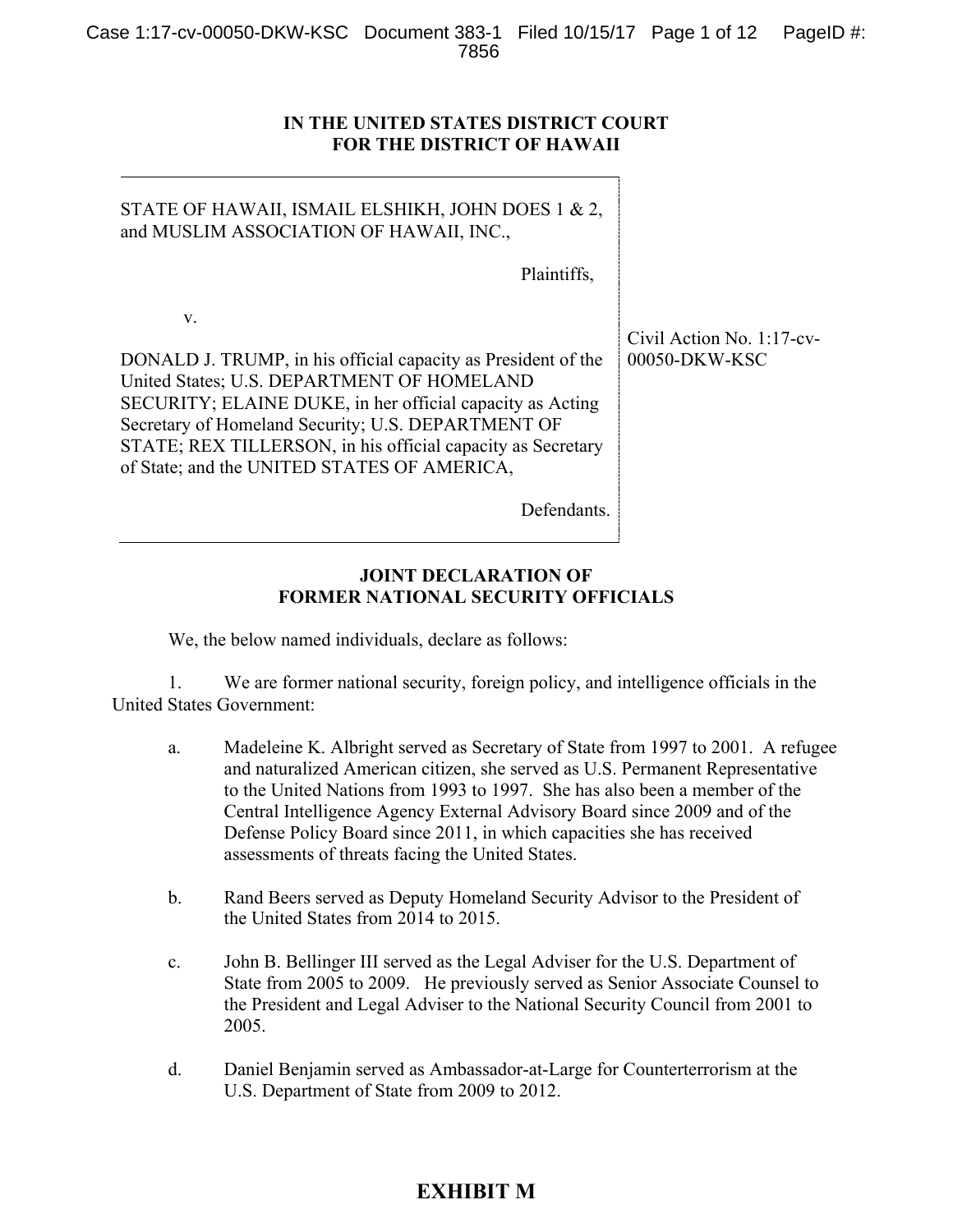**IN THE UNITED STATES DISTRICT COURT**
**FOR THE DISTRICT OF HAWAII**

| | |
|---|---|
| STATE OF HAWAII, ISMAIL ELSHIKH, JOHN DOES 1 & 2, and MUSLIM ASSOCIATION OF HAWAII, INC., Plaintiffs, v. DONALD J. TRUMP, in his official capacity as President of the United States; U.S. DEPARTMENT OF HOMELAND SECURITY; ELAINE DUKE, in her official capacity as Acting Secretary of Homeland Security; U.S. DEPARTMENT OF STATE; REX TILLERSON, in his official capacity as Secretary of State; and the UNITED STATES OF AMERICA, Defendants. | Civil Action No. 1:17-cv-00050-DKW-KSC |

**JOINT DECLARATION OF**
**FORMER NATIONAL SECURITY OFFICIALS**

We, the below named individuals, declare as follows:

1. We are former national security, foreign policy, and intelligence officials in the United States Government:

   a. Madeleine K. Albright served as Secretary of State from 1997 to 2001. A refugee and naturalized American citizen, she served as U.S. Permanent Representative to the United Nations from 1993 to 1997. She has also been a member of the Central Intelligence Agency External Advisory Board since 2009 and of the Defense Policy Board since 2011, in which capacities she has received assessments of threats facing the United States.

   b. Rand Beers served as Deputy Homeland Security Advisor to the President of the United States from 2014 to 2015.

   c. John B. Bellinger III served as the Legal Adviser for the U.S. Department of State from 2005 to 2009. He previously served as Senior Associate Counsel to the President and Legal Adviser to the National Security Council from 2001 to 2005.

   d. Daniel Benjamin served as Ambassador-at-Large for Counterterrorism at the U.S. Department of State from 2009 to 2012.

**EXHIBIT M**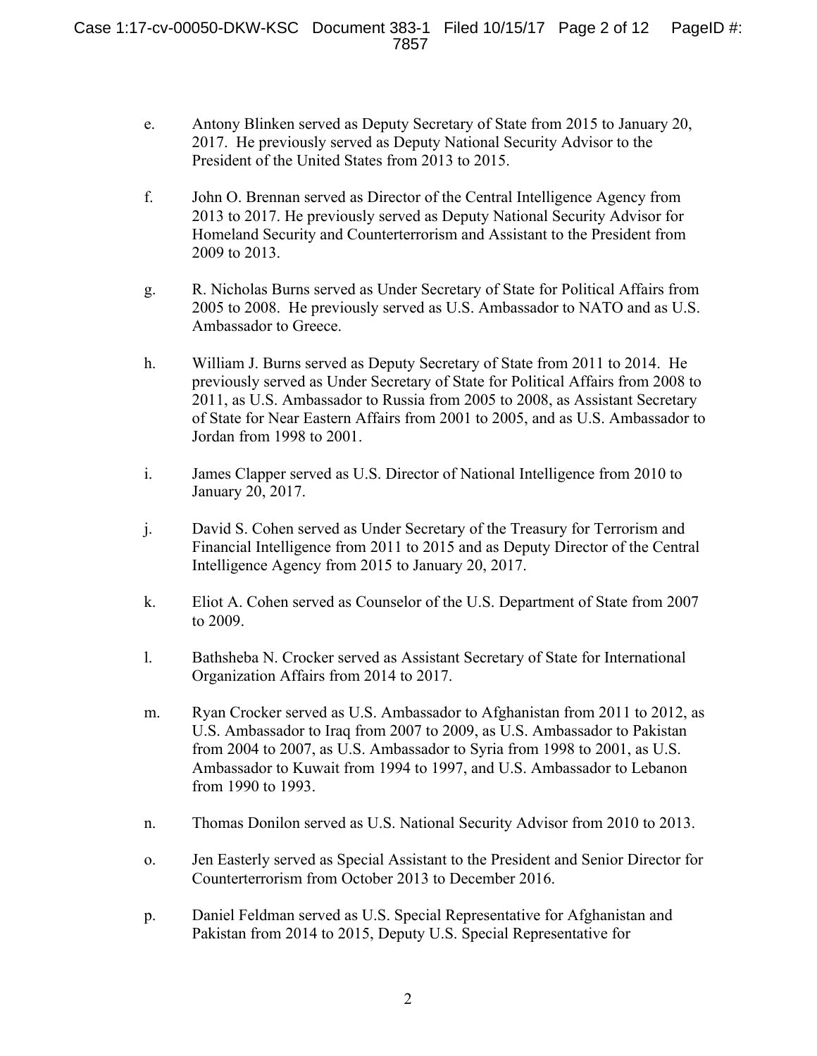e. Antony Blinken served as Deputy Secretary of State from 2015 to January 20, 2017. He previously served as Deputy National Security Advisor to the President of the United States from 2013 to 2015.

f. John O. Brennan served as Director of the Central Intelligence Agency from 2013 to 2017. He previously served as Deputy National Security Advisor for Homeland Security and Counterterrorism and Assistant to the President from 2009 to 2013.

g. R. Nicholas Burns served as Under Secretary of State for Political Affairs from 2005 to 2008. He previously served as U.S. Ambassador to NATO and as U.S. Ambassador to Greece.

h. William J. Burns served as Deputy Secretary of State from 2011 to 2014. He previously served as Under Secretary of State for Political Affairs from 2008 to 2011, as U.S. Ambassador to Russia from 2005 to 2008, as Assistant Secretary of State for Near Eastern Affairs from 2001 to 2005, and as U.S. Ambassador to Jordan from 1998 to 2001.

i. James Clapper served as U.S. Director of National Intelligence from 2010 to January 20, 2017.

j. David S. Cohen served as Under Secretary of the Treasury for Terrorism and Financial Intelligence from 2011 to 2015 and as Deputy Director of the Central Intelligence Agency from 2015 to January 20, 2017.

k. Eliot A. Cohen served as Counselor of the U.S. Department of State from 2007 to 2009.

l. Bathsheba N. Crocker served as Assistant Secretary of State for International Organization Affairs from 2014 to 2017.

m. Ryan Crocker served as U.S. Ambassador to Afghanistan from 2011 to 2012, as U.S. Ambassador to Iraq from 2007 to 2009, as U.S. Ambassador to Pakistan from 2004 to 2007, as U.S. Ambassador to Syria from 1998 to 2001, as U.S. Ambassador to Kuwait from 1994 to 1997, and U.S. Ambassador to Lebanon from 1990 to 1993.

n. Thomas Donilon served as U.S. National Security Advisor from 2010 to 2013.

o. Jen Easterly served as Special Assistant to the President and Senior Director for Counterterrorism from October 2013 to December 2016.

p. Daniel Feldman served as U.S. Special Representative for Afghanistan and Pakistan from 2014 to 2015, Deputy U.S. Special Representative for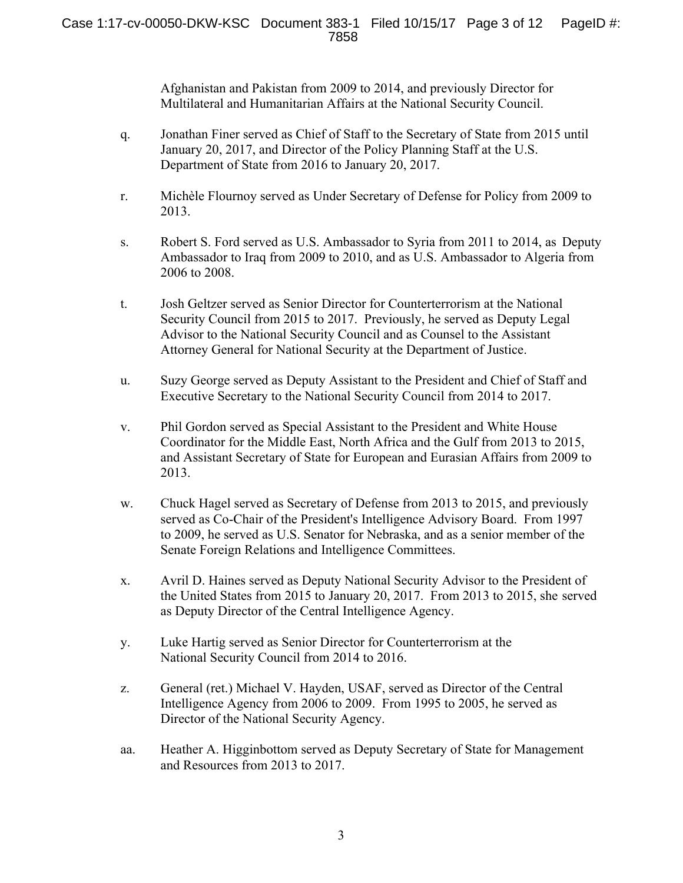Afghanistan and Pakistan from 2009 to 2014, and previously Director for Multilateral and Humanitarian Affairs at the National Security Council.

q. Jonathan Finer served as Chief of Staff to the Secretary of State from 2015 until January 20, 2017, and Director of the Policy Planning Staff at the U.S. Department of State from 2016 to January 20, 2017.

r. Michèle Flournoy served as Under Secretary of Defense for Policy from 2009 to 2013.

s. Robert S. Ford served as U.S. Ambassador to Syria from 2011 to 2014, as Deputy Ambassador to Iraq from 2009 to 2010, and as U.S. Ambassador to Algeria from 2006 to 2008.

t. Josh Geltzer served as Senior Director for Counterterrorism at the National Security Council from 2015 to 2017. Previously, he served as Deputy Legal Advisor to the National Security Council and as Counsel to the Assistant Attorney General for National Security at the Department of Justice.

u. Suzy George served as Deputy Assistant to the President and Chief of Staff and Executive Secretary to the National Security Council from 2014 to 2017.

v. Phil Gordon served as Special Assistant to the President and White House Coordinator for the Middle East, North Africa and the Gulf from 2013 to 2015, and Assistant Secretary of State for European and Eurasian Affairs from 2009 to 2013.

w. Chuck Hagel served as Secretary of Defense from 2013 to 2015, and previously served as Co-Chair of the President's Intelligence Advisory Board. From 1997 to 2009, he served as U.S. Senator for Nebraska, and as a senior member of the Senate Foreign Relations and Intelligence Committees.

x. Avril D. Haines served as Deputy National Security Advisor to the President of the United States from 2015 to January 20, 2017. From 2013 to 2015, she served as Deputy Director of the Central Intelligence Agency.

y. Luke Hartig served as Senior Director for Counterterrorism at the National Security Council from 2014 to 2016.

z. General (ret.) Michael V. Hayden, USAF, served as Director of the Central Intelligence Agency from 2006 to 2009. From 1995 to 2005, he served as Director of the National Security Agency.

aa. Heather A. Higginbottom served as Deputy Secretary of State for Management and Resources from 2013 to 2017.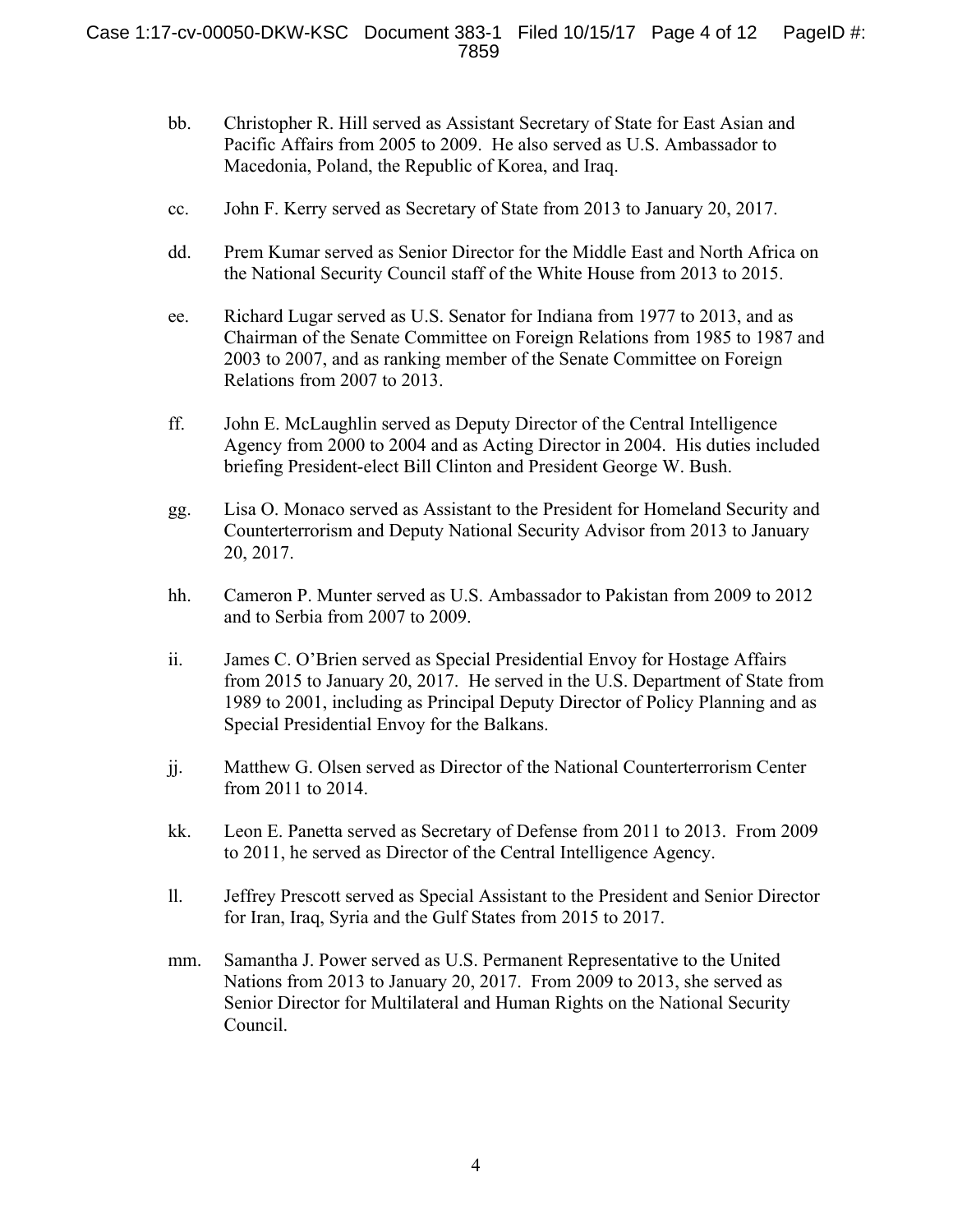bb. Christopher R. Hill served as Assistant Secretary of State for East Asian and Pacific Affairs from 2005 to 2009. He also served as U.S. Ambassador to Macedonia, Poland, the Republic of Korea, and Iraq.

cc. John F. Kerry served as Secretary of State from 2013 to January 20, 2017.

dd. Prem Kumar served as Senior Director for the Middle East and North Africa on the National Security Council staff of the White House from 2013 to 2015.

ee. Richard Lugar served as U.S. Senator for Indiana from 1977 to 2013, and as Chairman of the Senate Committee on Foreign Relations from 1985 to 1987 and 2003 to 2007, and as ranking member of the Senate Committee on Foreign Relations from 2007 to 2013.

ff. John E. McLaughlin served as Deputy Director of the Central Intelligence Agency from 2000 to 2004 and as Acting Director in 2004. His duties included briefing President-elect Bill Clinton and President George W. Bush.

gg. Lisa O. Monaco served as Assistant to the President for Homeland Security and Counterterrorism and Deputy National Security Advisor from 2013 to January 20, 2017.

hh. Cameron P. Munter served as U.S. Ambassador to Pakistan from 2009 to 2012 and to Serbia from 2007 to 2009.

ii. James C. O'Brien served as Special Presidential Envoy for Hostage Affairs from 2015 to January 20, 2017. He served in the U.S. Department of State from 1989 to 2001, including as Principal Deputy Director of Policy Planning and as Special Presidential Envoy for the Balkans.

jj. Matthew G. Olsen served as Director of the National Counterterrorism Center from 2011 to 2014.

kk. Leon E. Panetta served as Secretary of Defense from 2011 to 2013. From 2009 to 2011, he served as Director of the Central Intelligence Agency.

ll. Jeffrey Prescott served as Special Assistant to the President and Senior Director for Iran, Iraq, Syria and the Gulf States from 2015 to 2017.

mm. Samantha J. Power served as U.S. Permanent Representative to the United Nations from 2013 to January 20, 2017. From 2009 to 2013, she served as Senior Director for Multilateral and Human Rights on the National Security Council.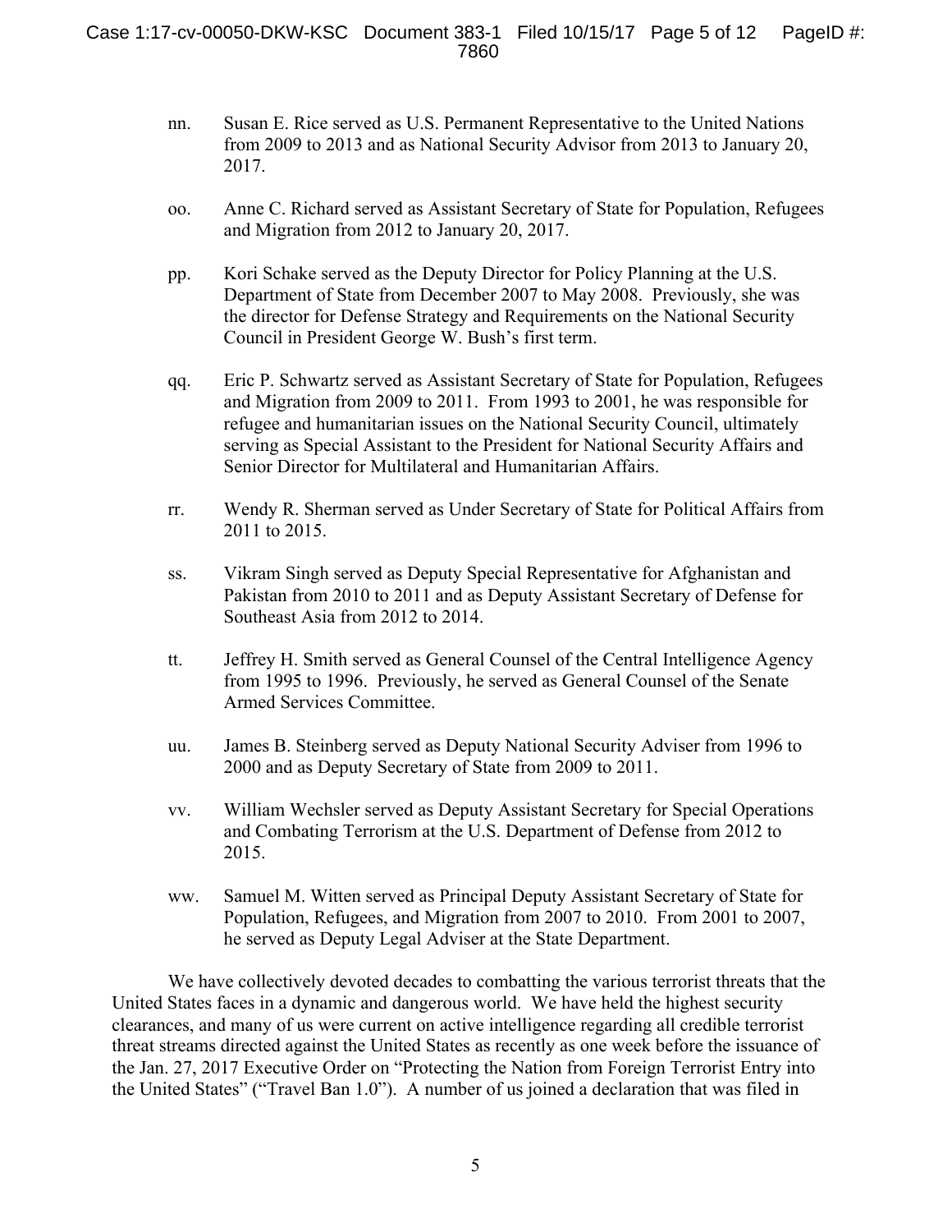nn. Susan E. Rice served as U.S. Permanent Representative to the United Nations from 2009 to 2013 and as National Security Advisor from 2013 to January 20, 2017.

oo. Anne C. Richard served as Assistant Secretary of State for Population, Refugees and Migration from 2012 to January 20, 2017.

pp. Kori Schake served as the Deputy Director for Policy Planning at the U.S. Department of State from December 2007 to May 2008. Previously, she was the director for Defense Strategy and Requirements on the National Security Council in President George W. Bush's first term.

qq. Eric P. Schwartz served as Assistant Secretary of State for Population, Refugees and Migration from 2009 to 2011. From 1993 to 2001, he was responsible for refugee and humanitarian issues on the National Security Council, ultimately serving as Special Assistant to the President for National Security Affairs and Senior Director for Multilateral and Humanitarian Affairs.

rr. Wendy R. Sherman served as Under Secretary of State for Political Affairs from 2011 to 2015.

ss. Vikram Singh served as Deputy Special Representative for Afghanistan and Pakistan from 2010 to 2011 and as Deputy Assistant Secretary of Defense for Southeast Asia from 2012 to 2014.

tt. Jeffrey H. Smith served as General Counsel of the Central Intelligence Agency from 1995 to 1996. Previously, he served as General Counsel of the Senate Armed Services Committee.

uu. James B. Steinberg served as Deputy National Security Adviser from 1996 to 2000 and as Deputy Secretary of State from 2009 to 2011.

vv. William Wechsler served as Deputy Assistant Secretary for Special Operations and Combating Terrorism at the U.S. Department of Defense from 2012 to 2015.

ww. Samuel M. Witten served as Principal Deputy Assistant Secretary of State for Population, Refugees, and Migration from 2007 to 2010. From 2001 to 2007, he served as Deputy Legal Adviser at the State Department.

We have collectively devoted decades to combatting the various terrorist threats that the United States faces in a dynamic and dangerous world. We have held the highest security clearances, and many of us were current on active intelligence regarding all credible terrorist threat streams directed against the United States as recently as one week before the issuance of the Jan. 27, 2017 Executive Order on "Protecting the Nation from Foreign Terrorist Entry into the United States" ("Travel Ban 1.0"). A number of us joined a declaration that was filed in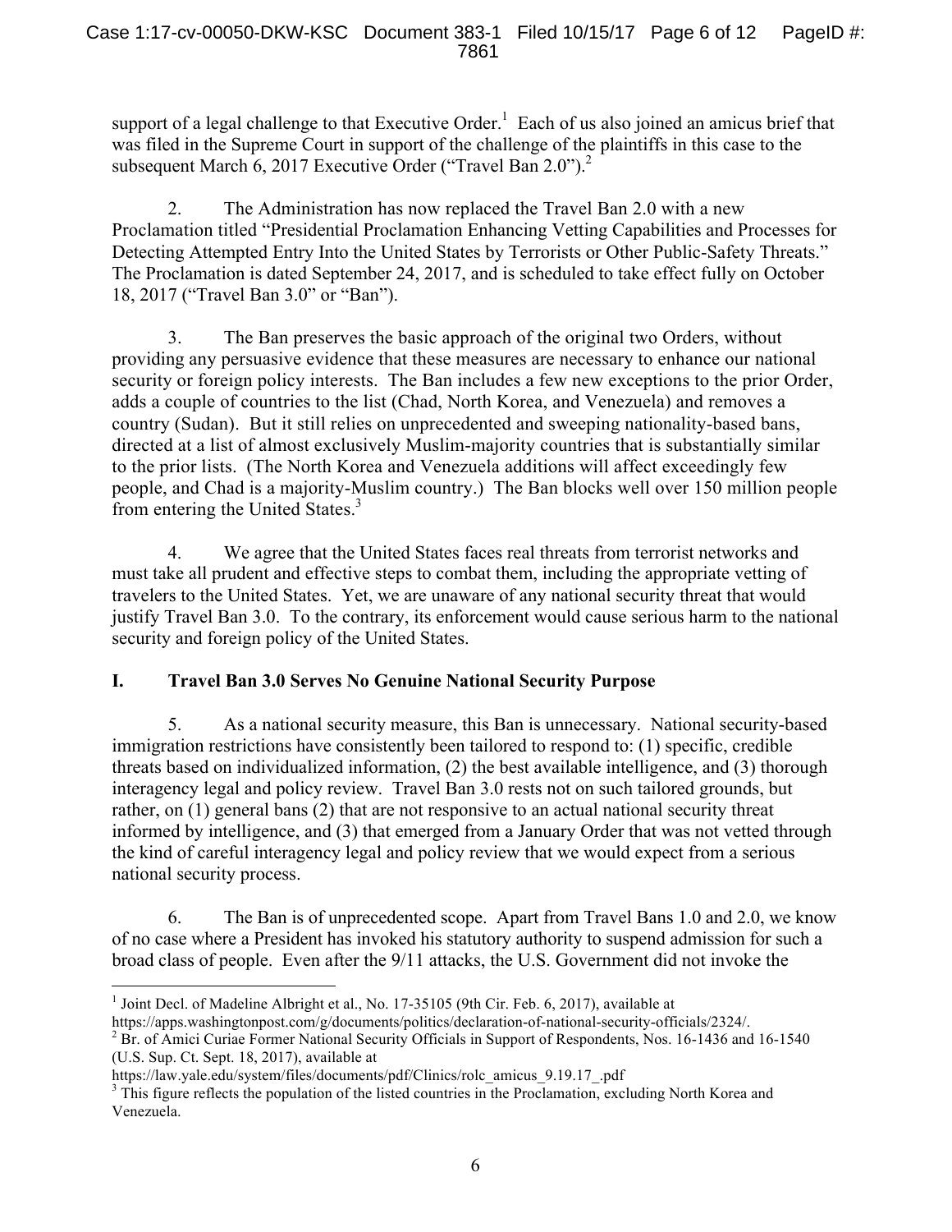support of a legal challenge to that Executive Order.[1] Each of us also joined an amicus brief that was filed in the Supreme Court in support of the challenge of the plaintiffs in this case to the subsequent March 6, 2017 Executive Order ("Travel Ban 2.0").[2]

2. The Administration has now replaced the Travel Ban 2.0 with a new Proclamation titled "Presidential Proclamation Enhancing Vetting Capabilities and Processes for Detecting Attempted Entry Into the United States by Terrorists or Other Public-Safety Threats." The Proclamation is dated September 24, 2017, and is scheduled to take effect fully on October 18, 2017 ("Travel Ban 3.0" or "Ban").

3. The Ban preserves the basic approach of the original two Orders, without providing any persuasive evidence that these measures are necessary to enhance our national security or foreign policy interests. The Ban includes a few new exceptions to the prior Order, adds a couple of countries to the list (Chad, North Korea, and Venezuela) and removes a country (Sudan). But it still relies on unprecedented and sweeping nationality-based bans, directed at a list of almost exclusively Muslim-majority countries that is substantially similar to the prior lists. (The North Korea and Venezuela additions will affect exceedingly few people, and Chad is a majority-Muslim country.) The Ban blocks well over 150 million people from entering the United States.[3]

4. We agree that the United States faces real threats from terrorist networks and must take all prudent and effective steps to combat them, including the appropriate vetting of travelers to the United States. Yet, we are unaware of any national security threat that would justify Travel Ban 3.0. To the contrary, its enforcement would cause serious harm to the national security and foreign policy of the United States.

## I. Travel Ban 3.0 Serves No Genuine National Security Purpose

5. As a national security measure, this Ban is unnecessary. National security-based immigration restrictions have consistently been tailored to respond to: (1) specific, credible threats based on individualized information, (2) the best available intelligence, and (3) thorough interagency legal and policy review. Travel Ban 3.0 rests not on such tailored grounds, but rather, on (1) general bans (2) that are not responsive to an actual national security threat informed by intelligence, and (3) that emerged from a January Order that was not vetted through the kind of careful interagency legal and policy review that we would expect from a serious national security process.

6. The Ban is of unprecedented scope. Apart from Travel Bans 1.0 and 2.0, we know of no case where a President has invoked his statutory authority to suspend admission for such a broad class of people. Even after the 9/11 attacks, the U.S. Government did not invoke the

---

[1] Joint Decl. of Madeline Albright et al., No. 17-35105 (9th Cir. Feb. 6, 2017), available at https://apps.washingtonpost.com/g/documents/politics/declaration-of-national-security-officials/2324/.

[2] Br. of Amici Curiae Former National Security Officials in Support of Respondents, Nos. 16-1436 and 16-1540 (U.S. Sup. Ct. Sept. 18, 2017), available at https://law.yale.edu/system/files/documents/pdf/Clinics/rolc_amicus_9.19.17_.pdf

[3] This figure reflects the population of the listed countries in the Proclamation, excluding North Korea and Venezuela.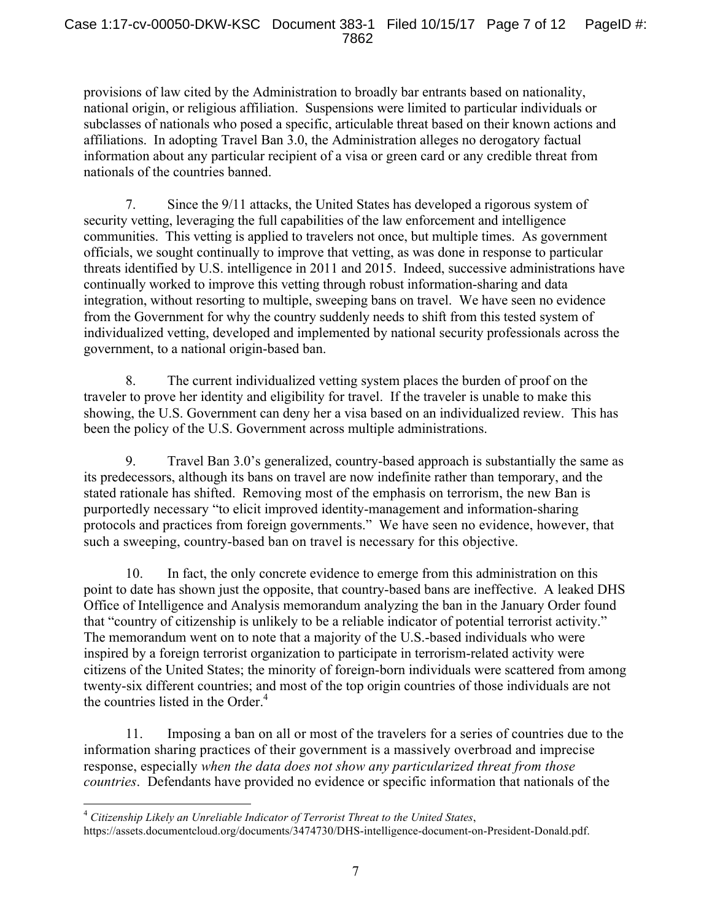provisions of law cited by the Administration to broadly bar entrants based on nationality, national origin, or religious affiliation. Suspensions were limited to particular individuals or subclasses of nationals who posed a specific, articulable threat based on their known actions and affiliations. In adopting Travel Ban 3.0, the Administration alleges no derogatory factual information about any particular recipient of a visa or green card or any credible threat from nationals of the countries banned.

7. Since the 9/11 attacks, the United States has developed a rigorous system of security vetting, leveraging the full capabilities of the law enforcement and intelligence communities. This vetting is applied to travelers not once, but multiple times. As government officials, we sought continually to improve that vetting, as was done in response to particular threats identified by U.S. intelligence in 2011 and 2015. Indeed, successive administrations have continually worked to improve this vetting through robust information-sharing and data integration, without resorting to multiple, sweeping bans on travel. We have seen no evidence from the Government for why the country suddenly needs to shift from this tested system of individualized vetting, developed and implemented by national security professionals across the government, to a national origin-based ban.

8. The current individualized vetting system places the burden of proof on the traveler to prove her identity and eligibility for travel. If the traveler is unable to make this showing, the U.S. Government can deny her a visa based on an individualized review. This has been the policy of the U.S. Government across multiple administrations.

9. Travel Ban 3.0's generalized, country-based approach is substantially the same as its predecessors, although its bans on travel are now indefinite rather than temporary, and the stated rationale has shifted. Removing most of the emphasis on terrorism, the new Ban is purportedly necessary "to elicit improved identity-management and information-sharing protocols and practices from foreign governments." We have seen no evidence, however, that such a sweeping, country-based ban on travel is necessary for this objective.

10. In fact, the only concrete evidence to emerge from this administration on this point to date has shown just the opposite, that country-based bans are ineffective. A leaked DHS Office of Intelligence and Analysis memorandum analyzing the ban in the January Order found that "country of citizenship is unlikely to be a reliable indicator of potential terrorist activity." The memorandum went on to note that a majority of the U.S.-based individuals who were inspired by a foreign terrorist organization to participate in terrorism-related activity were citizens of the United States; the minority of foreign-born individuals were scattered from among twenty-six different countries; and most of the top origin countries of those individuals are not the countries listed in the Order.[4]

11. Imposing a ban on all or most of the travelers for a series of countries due to the information sharing practices of their government is a massively overbroad and imprecise response, especially *when the data does not show any particularized threat from those countries*. Defendants have provided no evidence or specific information that nationals of the

---

[4] *Citizenship Likely an Unreliable Indicator of Terrorist Threat to the United States*, https://assets.documentcloud.org/documents/3474730/DHS-intelligence-document-on-President-Donald.pdf.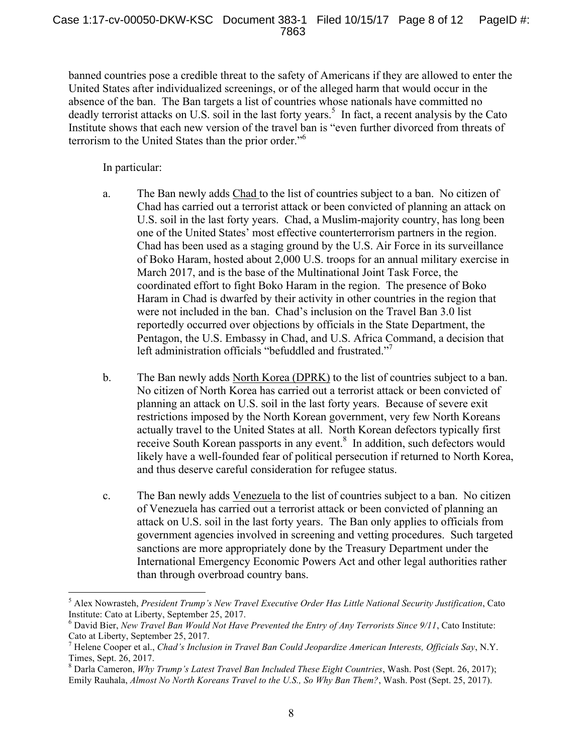banned countries pose a credible threat to the safety of Americans if they are allowed to enter the United States after individualized screenings, or of the alleged harm that would occur in the absence of the ban. The Ban targets a list of countries whose nationals have committed no deadly terrorist attacks on U.S. soil in the last forty years.[5] In fact, a recent analysis by the Cato Institute shows that each new version of the travel ban is "even further divorced from threats of terrorism to the United States than the prior order."[6]

In particular:

a. The Ban newly adds Chad to the list of countries subject to a ban. No citizen of Chad has carried out a terrorist attack or been convicted of planning an attack on U.S. soil in the last forty years. Chad, a Muslim-majority country, has long been one of the United States' most effective counterterrorism partners in the region. Chad has been used as a staging ground by the U.S. Air Force in its surveillance of Boko Haram, hosted about 2,000 U.S. troops for an annual military exercise in March 2017, and is the base of the Multinational Joint Task Force, the coordinated effort to fight Boko Haram in the region. The presence of Boko Haram in Chad is dwarfed by their activity in other countries in the region that were not included in the ban. Chad's inclusion on the Travel Ban 3.0 list reportedly occurred over objections by officials in the State Department, the Pentagon, the U.S. Embassy in Chad, and U.S. Africa Command, a decision that left administration officials "befuddled and frustrated."[7]

b. The Ban newly adds North Korea (DPRK) to the list of countries subject to a ban. No citizen of North Korea has carried out a terrorist attack or been convicted of planning an attack on U.S. soil in the last forty years. Because of severe exit restrictions imposed by the North Korean government, very few North Koreans actually travel to the United States at all. North Korean defectors typically first receive South Korean passports in any event.[8] In addition, such defectors would likely have a well-founded fear of political persecution if returned to North Korea, and thus deserve careful consideration for refugee status.

c. The Ban newly adds Venezuela to the list of countries subject to a ban. No citizen of Venezuela has carried out a terrorist attack or been convicted of planning an attack on U.S. soil in the last forty years. The Ban only applies to officials from government agencies involved in screening and vetting procedures. Such targeted sanctions are more appropriately done by the Treasury Department under the International Emergency Economic Powers Act and other legal authorities rather than through overbroad country bans.

---

[5] Alex Nowrasteh, *President Trump's New Travel Executive Order Has Little National Security Justification*, Cato Institute: Cato at Liberty, September 25, 2017.

[6] David Bier, *New Travel Ban Would Not Have Prevented the Entry of Any Terrorists Since 9/11*, Cato Institute: Cato at Liberty, September 25, 2017.

[7] Helene Cooper et al., *Chad's Inclusion in Travel Ban Could Jeopardize American Interests, Officials Say*, N.Y. Times, Sept. 26, 2017.

[8] Darla Cameron, *Why Trump's Latest Travel Ban Included These Eight Countries*, Wash. Post (Sept. 26, 2017); Emily Rauhala, *Almost No North Koreans Travel to the U.S., So Why Ban Them?*, Wash. Post (Sept. 25, 2017).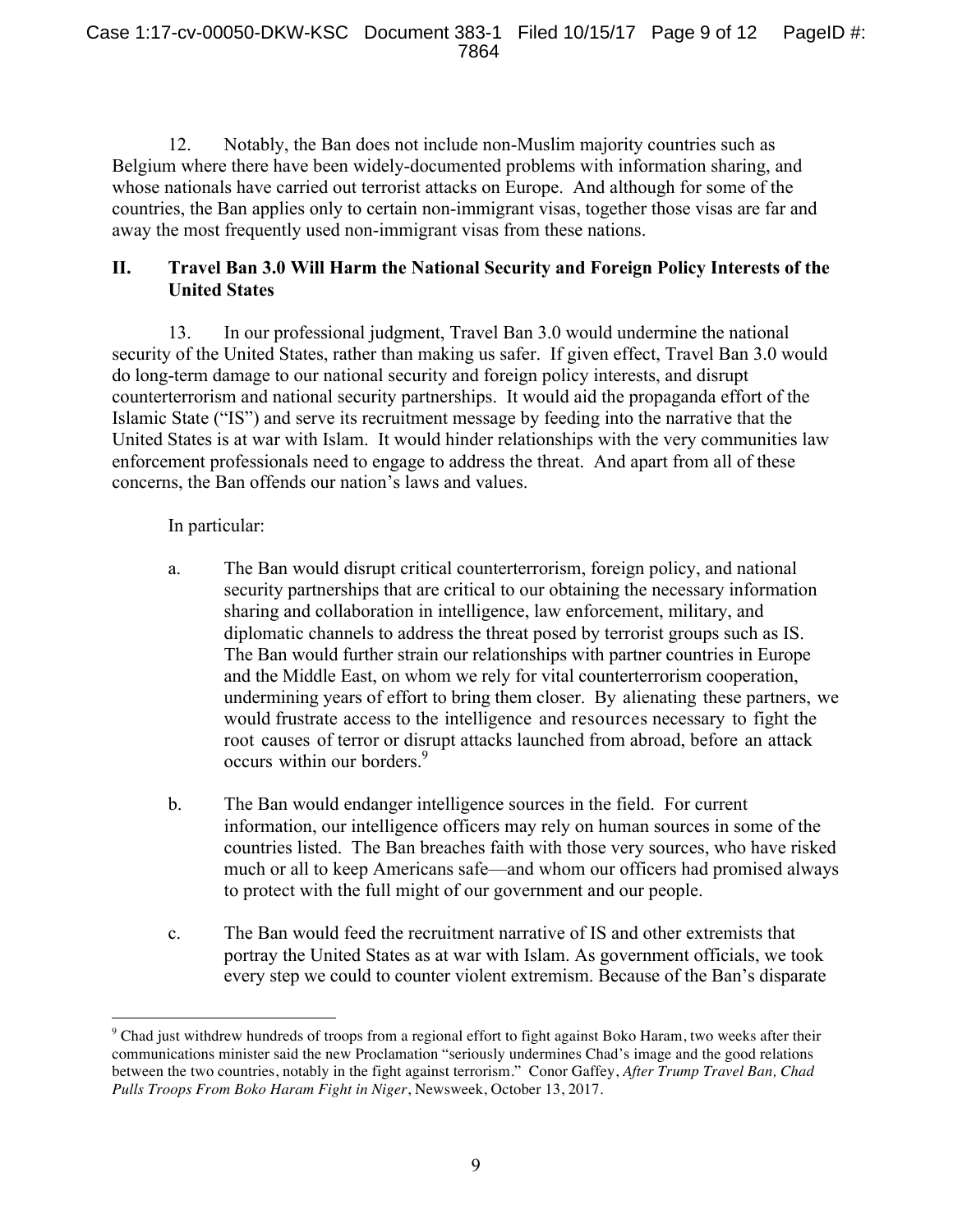12. Notably, the Ban does not include non-Muslim majority countries such as Belgium where there have been widely-documented problems with information sharing, and whose nationals have carried out terrorist attacks on Europe. And although for some of the countries, the Ban applies only to certain non-immigrant visas, together those visas are far and away the most frequently used non-immigrant visas from these nations.

## II. Travel Ban 3.0 Will Harm the National Security and Foreign Policy Interests of the United States

13. In our professional judgment, Travel Ban 3.0 would undermine the national security of the United States, rather than making us safer. If given effect, Travel Ban 3.0 would do long-term damage to our national security and foreign policy interests, and disrupt counterterrorism and national security partnerships. It would aid the propaganda effort of the Islamic State ("IS") and serve its recruitment message by feeding into the narrative that the United States is at war with Islam. It would hinder relationships with the very communities law enforcement professionals need to engage to address the threat. And apart from all of these concerns, the Ban offends our nation's laws and values.

In particular:

a. The Ban would disrupt critical counterterrorism, foreign policy, and national security partnerships that are critical to our obtaining the necessary information sharing and collaboration in intelligence, law enforcement, military, and diplomatic channels to address the threat posed by terrorist groups such as IS. The Ban would further strain our relationships with partner countries in Europe and the Middle East, on whom we rely for vital counterterrorism cooperation, undermining years of effort to bring them closer. By alienating these partners, we would frustrate access to the intelligence and resources necessary to fight the root causes of terror or disrupt attacks launched from abroad, before an attack occurs within our borders.[9]

b. The Ban would endanger intelligence sources in the field. For current information, our intelligence officers may rely on human sources in some of the countries listed. The Ban breaches faith with those very sources, who have risked much or all to keep Americans safe—and whom our officers had promised always to protect with the full might of our government and our people.

c. The Ban would feed the recruitment narrative of IS and other extremists that portray the United States as at war with Islam. As government officials, we took every step we could to counter violent extremism. Because of the Ban's disparate

---

[9] Chad just withdrew hundreds of troops from a regional effort to fight against Boko Haram, two weeks after their communications minister said the new Proclamation "seriously undermines Chad's image and the good relations between the two countries, notably in the fight against terrorism." Conor Gaffey, *After Trump Travel Ban, Chad Pulls Troops From Boko Haram Fight in Niger*, Newsweek, October 13, 2017.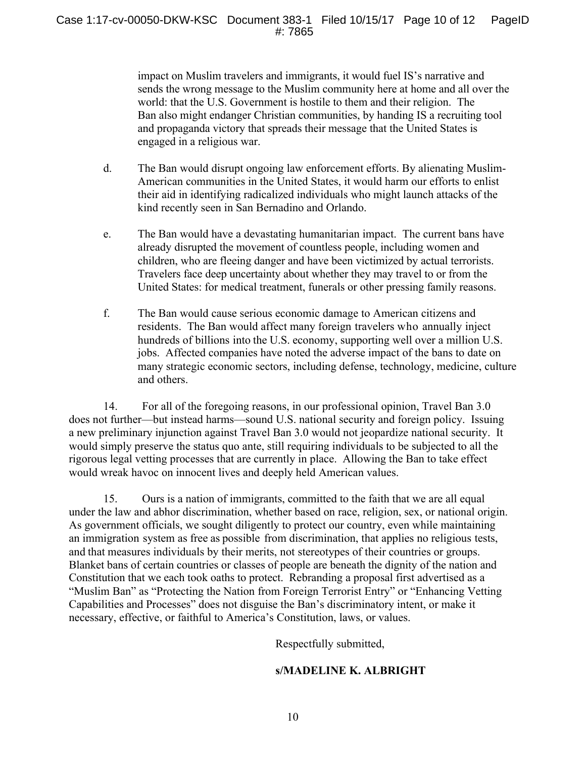impact on Muslim travelers and immigrants, it would fuel IS's narrative and sends the wrong message to the Muslim community here at home and all over the world: that the U.S. Government is hostile to them and their religion. The Ban also might endanger Christian communities, by handing IS a recruiting tool and propaganda victory that spreads their message that the United States is engaged in a religious war.

d. The Ban would disrupt ongoing law enforcement efforts. By alienating Muslim-American communities in the United States, it would harm our efforts to enlist their aid in identifying radicalized individuals who might launch attacks of the kind recently seen in San Bernadino and Orlando.

e. The Ban would have a devastating humanitarian impact. The current bans have already disrupted the movement of countless people, including women and children, who are fleeing danger and have been victimized by actual terrorists. Travelers face deep uncertainty about whether they may travel to or from the United States: for medical treatment, funerals or other pressing family reasons.

f. The Ban would cause serious economic damage to American citizens and residents. The Ban would affect many foreign travelers who annually inject hundreds of billions into the U.S. economy, supporting well over a million U.S. jobs. Affected companies have noted the adverse impact of the bans to date on many strategic economic sectors, including defense, technology, medicine, culture and others.

14. For all of the foregoing reasons, in our professional opinion, Travel Ban 3.0 does not further—but instead harms—sound U.S. national security and foreign policy. Issuing a new preliminary injunction against Travel Ban 3.0 would not jeopardize national security. It would simply preserve the status quo ante, still requiring individuals to be subjected to all the rigorous legal vetting processes that are currently in place. Allowing the Ban to take effect would wreak havoc on innocent lives and deeply held American values.

15. Ours is a nation of immigrants, committed to the faith that we are all equal under the law and abhor discrimination, whether based on race, religion, sex, or national origin. As government officials, we sought diligently to protect our country, even while maintaining an immigration system as free as possible from discrimination, that applies no religious tests, and that measures individuals by their merits, not stereotypes of their countries or groups. Blanket bans of certain countries or classes of people are beneath the dignity of the nation and Constitution that we each took oaths to protect. Rebranding a proposal first advertised as a "Muslim Ban" as "Protecting the Nation from Foreign Terrorist Entry" or "Enhancing Vetting Capabilities and Processes" does not disguise the Ban's discriminatory intent, or make it necessary, effective, or faithful to America's Constitution, laws, or values.

Respectfully submitted,

**s/MADELINE K. ALBRIGHT**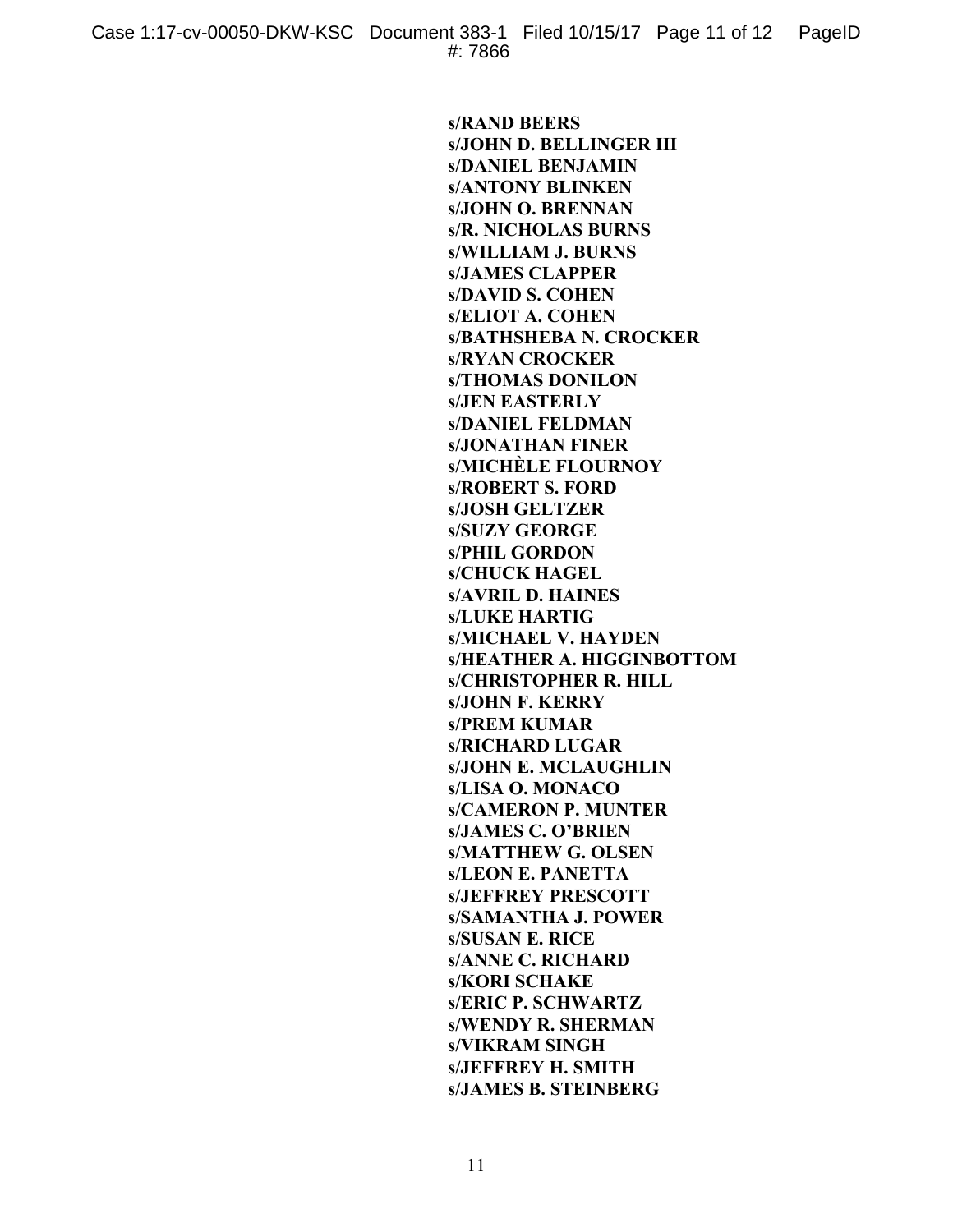**s/RAND BEERS**
**s/JOHN D. BELLINGER III**
**s/DANIEL BENJAMIN**
**s/ANTONY BLINKEN**
**s/JOHN O. BRENNAN**
**s/R. NICHOLAS BURNS**
**s/WILLIAM J. BURNS**
**s/JAMES CLAPPER**
**s/DAVID S. COHEN**
**s/ELIOT A. COHEN**
**s/BATHSHEBA N. CROCKER**
**s/RYAN CROCKER**
**s/THOMAS DONILON**
**s/JEN EASTERLY**
**s/DANIEL FELDMAN**
**s/JONATHAN FINER**
**s/MICHÈLE FLOURNOY**
**s/ROBERT S. FORD**
**s/JOSH GELTZER**
**s/SUZY GEORGE**
**s/PHIL GORDON**
**s/CHUCK HAGEL**
**s/AVRIL D. HAINES**
**s/LUKE HARTIG**
**s/MICHAEL V. HAYDEN**
**s/HEATHER A. HIGGINBOTTOM**
**s/CHRISTOPHER R. HILL**
**s/JOHN F. KERRY**
**s/PREM KUMAR**
**s/RICHARD LUGAR**
**s/JOHN E. MCLAUGHLIN**
**s/LISA O. MONACO**
**s/CAMERON P. MUNTER**
**s/JAMES C. O'BRIEN**
**s/MATTHEW G. OLSEN**
**s/LEON E. PANETTA**
**s/JEFFREY PRESCOTT**
**s/SAMANTHA J. POWER**
**s/SUSAN E. RICE**
**s/ANNE C. RICHARD**
**s/KORI SCHAKE**
**s/ERIC P. SCHWARTZ**
**s/WENDY R. SHERMAN**
**s/VIKRAM SINGH**
**s/JEFFREY H. SMITH**
**s/JAMES B. STEINBERG**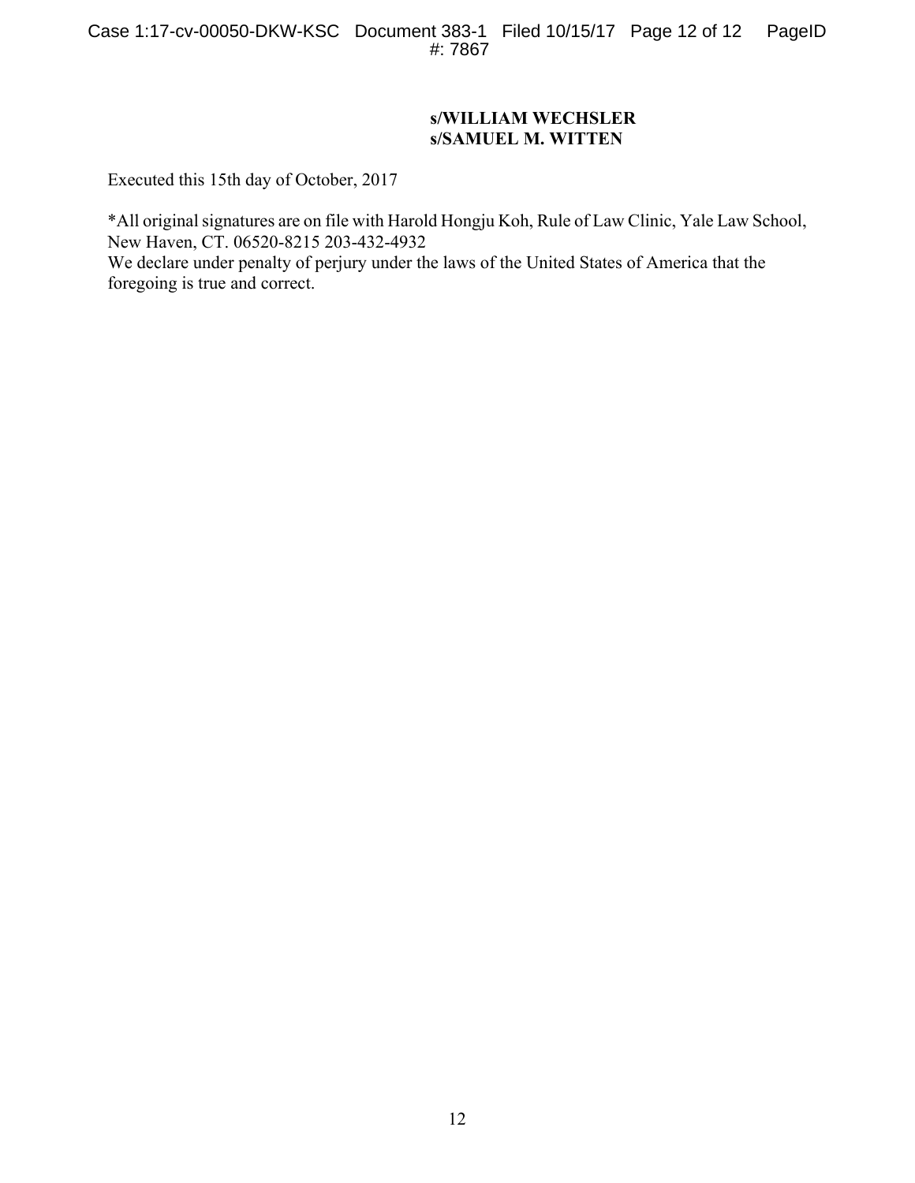**s/WILLIAM WECHSLER**
**s/SAMUEL M. WITTEN**

Executed this 15th day of October, 2017

*All original signatures are on file with Harold Hongju Koh, Rule of Law Clinic, Yale Law School, New Haven, CT. 06520-8215 203-432-4932
We declare under penalty of perjury under the laws of the United States of America that the foregoing is true and correct.